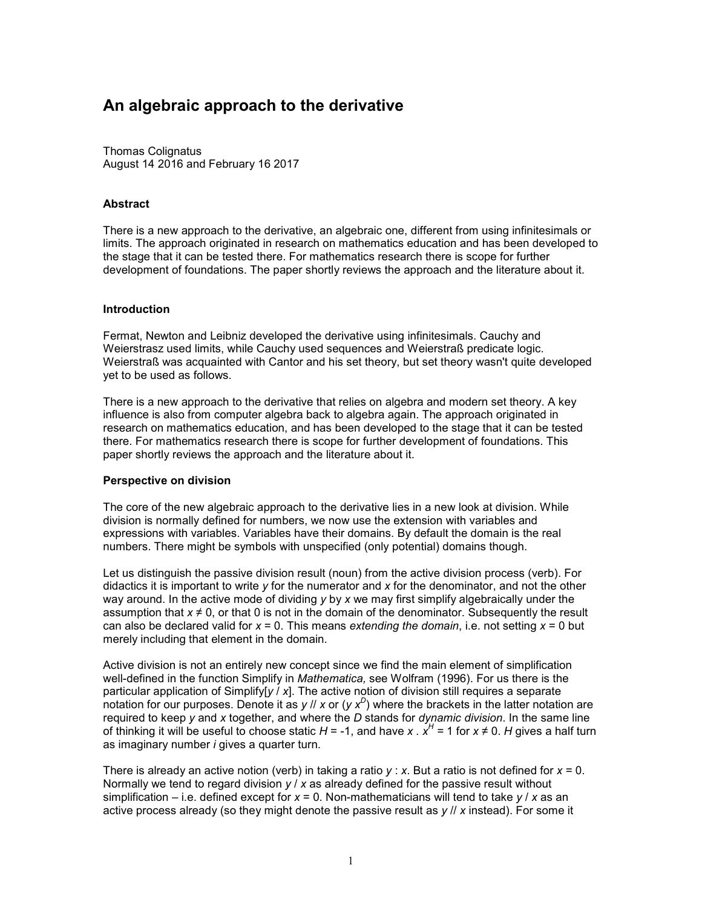# An algebraic approach to the derivative

Thomas Colignatus
August 14 2016 and February 16 2017

### Abstract

There is a new approach to the derivative, an algebraic one, different from using infinitesimals or limits. The approach originated in research on mathematics education and has been developed to the stage that it can be tested there. For mathematics research there is scope for further development of foundations. The paper shortly reviews the approach and the literature about it.

### Introduction

Fermat, Newton and Leibniz developed the derivative using infinitesimals. Cauchy and Weierstrasz used limits, while Cauchy used sequences and Weierstraß predicate logic. Weierstraß was acquainted with Cantor and his set theory, but set theory wasn't quite developed yet to be used as follows.

There is a new approach to the derivative that relies on algebra and modern set theory. A key influence is also from computer algebra back to algebra again. The approach originated in research on mathematics education, and has been developed to the stage that it can be tested there. For mathematics research there is scope for further development of foundations. This paper shortly reviews the approach and the literature about it.

### Perspective on division

The core of the new algebraic approach to the derivative lies in a new look at division. While division is normally defined for numbers, we now use the extension with variables and expressions with variables. Variables have their domains. By default the domain is the real numbers. There might be symbols with unspecified (only potential) domains though.

Let us distinguish the passive division result (noun) from the active division process (verb). For didactics it is important to write $y$ for the numerator and $x$ for the denominator, and not the other way around. In the active mode of dividing $y$ by $x$ we may first simplify algebraically under the assumption that $x \neq 0$, or that 0 is not in the domain of the denominator. Subsequently the result can also be declared valid for $x = 0$. This means *extending the domain*, i.e. not setting $x = 0$ but merely including that element in the domain.

Active division is not an entirely new concept since we find the main element of simplification well-defined in the function Simplify in *Mathematica,* see Wolfram (1996). For us there is the particular application of Simplify[$y$ / $x$]. The active notion of division still requires a separate notation for our purposes. Denote it as $y$ // $x$ or ($y\, x^D$) where the brackets in the latter notation are required to keep $y$ and $x$ together, and where the $D$ stands for *dynamic division*. In the same line of thinking it will be useful to choose static $H = -1$, and have $x \,.\, x^H = 1$ for $x \neq 0$. $H$ gives a half turn as imaginary number $i$ gives a quarter turn.

There is already an active notion (verb) in taking a ratio $y : x$. But a ratio is not defined for $x = 0$. Normally we tend to regard division $y$ / $x$ as already defined for the passive result without simplification – i.e. defined except for $x = 0$. Non-mathematicians will tend to take $y$ / $x$ as an active process already (so they might denote the passive result as $y$ // $x$ instead). For some it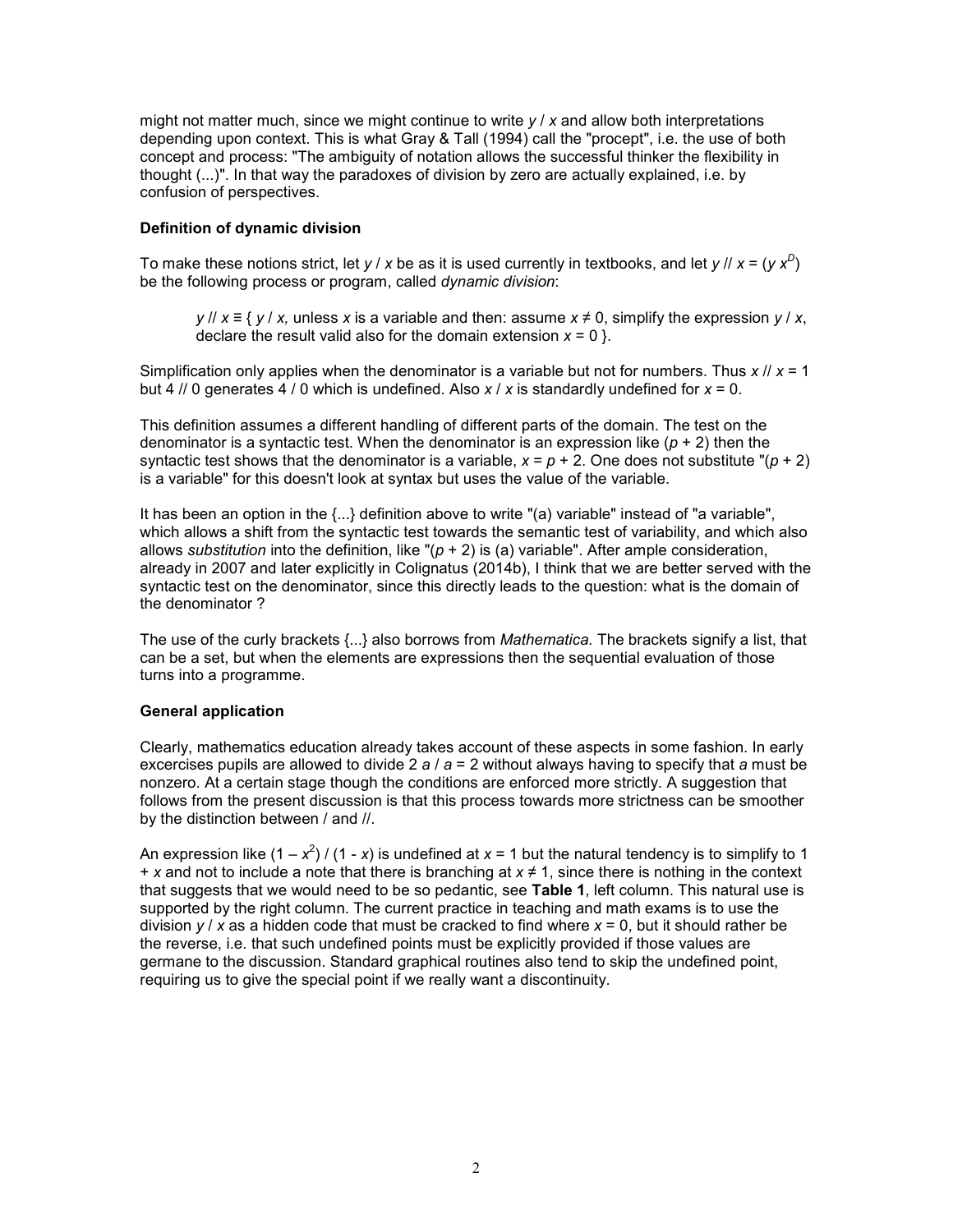might not matter much, since we might continue to write $y / x$ and allow both interpretations depending upon context. This is what Gray & Tall (1994) call the "procept", i.e. the use of both concept and process: "The ambiguity of notation allows the successful thinker the flexibility in thought (...)". In that way the paradoxes of division by zero are actually explained, i.e. by confusion of perspectives.

**Definition of dynamic division**

To make these notions strict, let $y / x$ be as it is used currently in textbooks, and let $y // x = (y\, x^D)$ be the following process or program, called *dynamic division*:

> $y // x \equiv \{\, y / x,$ unless $x$ is a variable and then: assume $x \neq 0$, simplify the expression $y / x$, declare the result valid also for the domain extension $x = 0 \,\}$.

Simplification only applies when the denominator is a variable but not for numbers. Thus $x // x = 1$ but $4 // 0$ generates $4 / 0$ which is undefined. Also $x / x$ is standardly undefined for $x = 0$.

This definition assumes a different handling of different parts of the domain. The test on the denominator is a syntactic test. When the denominator is an expression like $(p + 2)$ then the syntactic test shows that the denominator is a variable, $x = p + 2$. One does not substitute "$(p + 2)$ is a variable" for this doesn't look at syntax but uses the value of the variable.

It has been an option in the {...} definition above to write "(a) variable" instead of "a variable", which allows a shift from the syntactic test towards the semantic test of variability, and which also allows *substitution* into the definition, like "$(p + 2)$ is (a) variable". After ample consideration, already in 2007 and later explicitly in Colignatus (2014b), I think that we are better served with the syntactic test on the denominator, since this directly leads to the question: what is the domain of the denominator ?

The use of the curly brackets {...} also borrows from *Mathematica.* The brackets signify a list, that can be a set, but when the elements are expressions then the sequential evaluation of those turns into a programme.

**General application**

Clearly, mathematics education already takes account of these aspects in some fashion. In early excercises pupils are allowed to divide $2\, a / a = 2$ without always having to specify that $a$ must be nonzero. At a certain stage though the conditions are enforced more strictly. A suggestion that follows from the present discussion is that this process towards more strictness can be smoother by the distinction between / and //.

An expression like $(1 - x^2) / (1 - x)$ is undefined at $x = 1$ but the natural tendency is to simplify to $1 + x$ and not to include a note that there is branching at $x \neq 1$, since there is nothing in the context that suggests that we would need to be so pedantic, see **Table 1**, left column. This natural use is supported by the right column. The current practice in teaching and math exams is to use the division $y / x$ as a hidden code that must be cracked to find where $x = 0$, but it should rather be the reverse, i.e. that such undefined points must be explicitly provided if those values are germane to the discussion. Standard graphical routines also tend to skip the undefined point, requiring us to give the special point if we really want a discontinuity.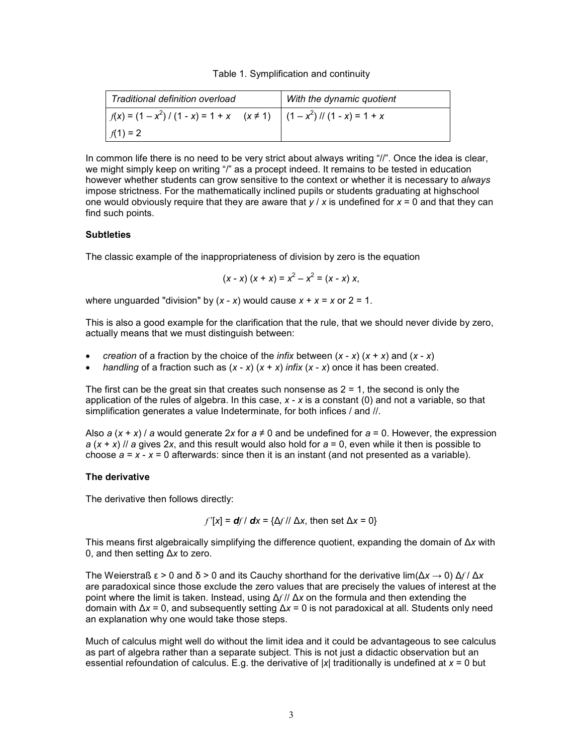Table 1. Symplification and continuity

| *Traditional definition overload* | *With the dynamic quotient* |
| --- | --- |
| $f(x) = (1 - x^2) / (1 - x) = 1 + x \quad (x \neq 1)$ | $(1 - x^2) \,//\, (1 - x) = 1 + x$ |
| $f(1) = 2$ | |

In common life there is no need to be very strict about always writing "//". Once the idea is clear, we might simply keep on writing "/" as a procept indeed. It remains to be tested in education however whether students can grow sensitive to the context or whether it is necessary to *always* impose strictness. For the mathematically inclined pupils or students graduating at highschool one would obviously require that they are aware that $y / x$ is undefined for $x = 0$ and that they can find such points.

**Subtleties**

The classic example of the inappropriateness of division by zero is the equation

$$(x - x)(x + x) = x^2 - x^2 = (x - x)\, x,$$

where unguarded "division" by $(x - x)$ would cause $x + x = x$ or $2 = 1$.

This is also a good example for the clarification that the rule, that we should never divide by zero, actually means that we must distinguish between:

- *creation* of a fraction by the choice of the *infix* between $(x - x)(x + x)$ and $(x - x)$
- *handling* of a fraction such as $(x - x)(x + x)$ *infix* $(x - x)$ once it has been created.

The first can be the great sin that creates such nonsense as $2 = 1$, the second is only the application of the rules of algebra. In this case, $x - x$ is a constant (0) and not a variable, so that simplification generates a value Indeterminate, for both infices / and //.

Also $a(x + x) / a$ would generate $2x$ for $a \neq 0$ and be undefined for $a = 0$. However, the expression $a(x + x) \,//\, a$ gives $2x$, and this result would also hold for $a = 0$, even while it then is possible to choose $a = x - x = 0$ afterwards: since then it is an instant (and not presented as a variable).

**The derivative**

The derivative then follows directly:

$$f'[x] = \boldsymbol{d}f \,/\, \boldsymbol{d}x = \{\Delta f \,//\, \Delta x, \text{ then set } \Delta x = 0\}$$

This means first algebraically simplifying the difference quotient, expanding the domain of $\Delta x$ with 0, and then setting $\Delta x$ to zero.

The Weierstraß $\varepsilon > 0$ and $\delta > 0$ and its Cauchy shorthand for the derivative $\lim(\Delta x \rightarrow 0)\, \Delta f / \Delta x$ are paradoxical since those exclude the zero values that are precisely the values of interest at the point where the limit is taken. Instead, using $\Delta f \,//\, \Delta x$ on the formula and then extending the domain with $\Delta x = 0$, and subsequently setting $\Delta x = 0$ is not paradoxical at all. Students only need an explanation why one would take those steps.

Much of calculus might well do without the limit idea and it could be advantageous to see calculus as part of algebra rather than a separate subject. This is not just a didactic observation but an essential refoundation of calculus. E.g. the derivative of $|x|$ traditionally is undefined at $x = 0$ but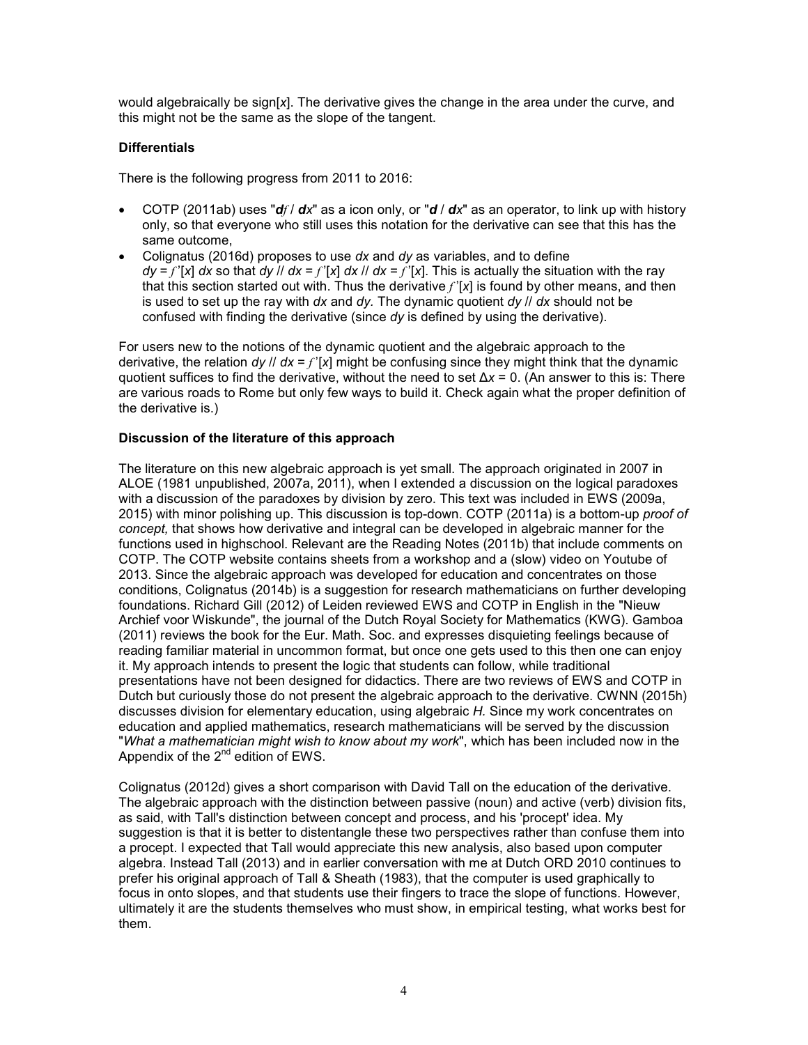would algebraically be sign[$x$]. The derivative gives the change in the area under the curve, and this might not be the same as the slope of the tangent.

**Differentials**

There is the following progress from 2011 to 2016:

- COTP (2011ab) uses "***df*** / ***dx***" as a icon only, or "***d*** / ***dx***" as an operator, to link up with history only, so that everyone who still uses this notation for the derivative can see that this has the same outcome,
- Colignatus (2016d) proposes to use *dx* and *dy* as variables, and to define $dy = f'[x]\ dx$ so that $dy \mathbin{//} dx = f'[x]\ dx \mathbin{//} dx = f'[x]$. This is actually the situation with the ray that this section started out with. Thus the derivative $f'[x]$ is found by other means, and then is used to set up the ray with *dx* and *dy.* The dynamic quotient $dy \mathbin{//} dx$ should not be confused with finding the derivative (since *dy* is defined by using the derivative).

For users new to the notions of the dynamic quotient and the algebraic approach to the derivative, the relation $dy \mathbin{//} dx = f'[x]$ might be confusing since they might think that the dynamic quotient suffices to find the derivative, without the need to set $\Delta x = 0$. (An answer to this is: There are various roads to Rome but only few ways to build it. Check again what the proper definition of the derivative is.)

**Discussion of the literature of this approach**

The literature on this new algebraic approach is yet small. The approach originated in 2007 in ALOE (1981 unpublished, 2007a, 2011), when I extended a discussion on the logical paradoxes with a discussion of the paradoxes by division by zero. This text was included in EWS (2009a, 2015) with minor polishing up. This discussion is top-down. COTP (2011a) is a bottom-up *proof of concept,* that shows how derivative and integral can be developed in algebraic manner for the functions used in highschool. Relevant are the Reading Notes (2011b) that include comments on COTP. The COTP website contains sheets from a workshop and a (slow) video on Youtube of 2013. Since the algebraic approach was developed for education and concentrates on those conditions, Colignatus (2014b) is a suggestion for research mathematicians on further developing foundations. Richard Gill (2012) of Leiden reviewed EWS and COTP in English in the "Nieuw Archief voor Wiskunde", the journal of the Dutch Royal Society for Mathematics (KWG). Gamboa (2011) reviews the book for the Eur. Math. Soc. and expresses disquieting feelings because of reading familiar material in uncommon format, but once one gets used to this then one can enjoy it. My approach intends to present the logic that students can follow, while traditional presentations have not been designed for didactics. There are two reviews of EWS and COTP in Dutch but curiously those do not present the algebraic approach to the derivative. CWNN (2015h) discusses division for elementary education, using algebraic *H.* Since my work concentrates on education and applied mathematics, research mathematicians will be served by the discussion "*What a mathematician might wish to know about my work*", which has been included now in the Appendix of the 2nd edition of EWS.

Colignatus (2012d) gives a short comparison with David Tall on the education of the derivative. The algebraic approach with the distinction between passive (noun) and active (verb) division fits, as said, with Tall's distinction between concept and process, and his 'procept' idea. My suggestion is that it is better to distentangle these two perspectives rather than confuse them into a procept. I expected that Tall would appreciate this new analysis, also based upon computer algebra. Instead Tall (2013) and in earlier conversation with me at Dutch ORD 2010 continues to prefer his original approach of Tall & Sheath (1983), that the computer is used graphically to focus in onto slopes, and that students use their fingers to trace the slope of functions. However, ultimately it are the students themselves who must show, in empirical testing, what works best for them.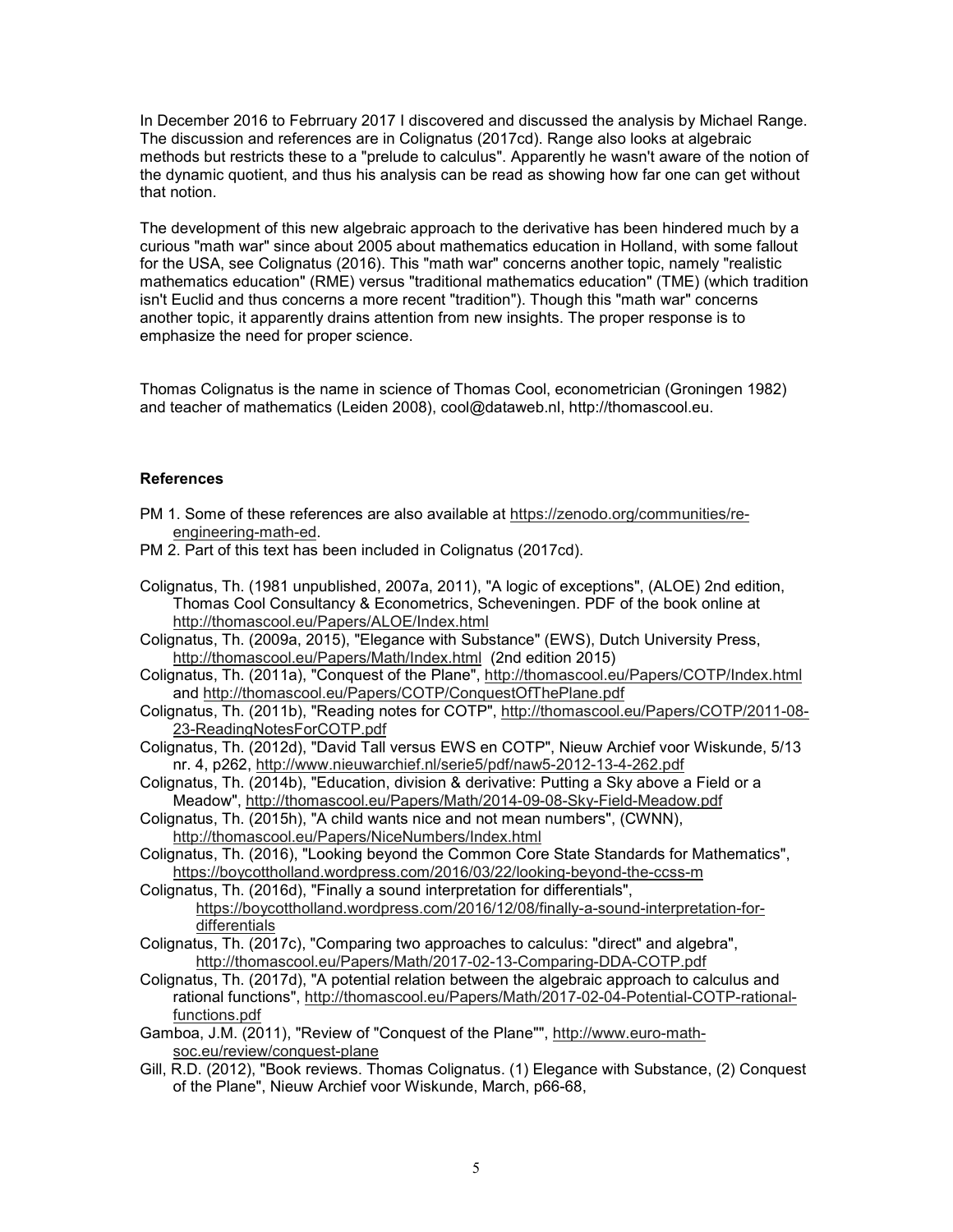In December 2016 to Febrruary 2017 I discovered and discussed the analysis by Michael Range. The discussion and references are in Colignatus (2017cd). Range also looks at algebraic methods but restricts these to a "prelude to calculus". Apparently he wasn't aware of the notion of the dynamic quotient, and thus his analysis can be read as showing how far one can get without that notion.

The development of this new algebraic approach to the derivative has been hindered much by a curious "math war" since about 2005 about mathematics education in Holland, with some fallout for the USA, see Colignatus (2016). This "math war" concerns another topic, namely "realistic mathematics education" (RME) versus "traditional mathematics education" (TME) (which tradition isn't Euclid and thus concerns a more recent "tradition"). Though this "math war" concerns another topic, it apparently drains attention from new insights. The proper response is to emphasize the need for proper science.

Thomas Colignatus is the name in science of Thomas Cool, econometrician (Groningen 1982) and teacher of mathematics (Leiden 2008), cool@dataweb.nl, http://thomascool.eu.

### References

PM 1. Some of these references are also available at https://zenodo.org/communities/re-engineering-math-ed.

PM 2. Part of this text has been included in Colignatus (2017cd).

Colignatus, Th. (1981 unpublished, 2007a, 2011), "A logic of exceptions", (ALOE) 2nd edition, Thomas Cool Consultancy & Econometrics, Scheveningen. PDF of the book online at http://thomascool.eu/Papers/ALOE/Index.html

Colignatus, Th. (2009a, 2015), "Elegance with Substance" (EWS), Dutch University Press, http://thomascool.eu/Papers/Math/Index.html (2nd edition 2015)

Colignatus, Th. (2011a), "Conquest of the Plane", http://thomascool.eu/Papers/COTP/Index.html and http://thomascool.eu/Papers/COTP/ConquestOfThePlane.pdf

Colignatus, Th. (2011b), "Reading notes for COTP", http://thomascool.eu/Papers/COTP/2011-08-23-ReadingNotesForCOTP.pdf

Colignatus, Th. (2012d), "David Tall versus EWS en COTP", Nieuw Archief voor Wiskunde, 5/13 nr. 4, p262, http://www.nieuwarchief.nl/serie5/pdf/naw5-2012-13-4-262.pdf

Colignatus, Th. (2014b), "Education, division & derivative: Putting a Sky above a Field or a Meadow", http://thomascool.eu/Papers/Math/2014-09-08-Sky-Field-Meadow.pdf

Colignatus, Th. (2015h), "A child wants nice and not mean numbers", (CWNN), http://thomascool.eu/Papers/NiceNumbers/Index.html

Colignatus, Th. (2016), "Looking beyond the Common Core State Standards for Mathematics", https://boycottholland.wordpress.com/2016/03/22/looking-beyond-the-ccss-m

Colignatus, Th. (2016d), "Finally a sound interpretation for differentials", https://boycottholland.wordpress.com/2016/12/08/finally-a-sound-interpretation-for-differentials

Colignatus, Th. (2017c), "Comparing two approaches to calculus: "direct" and algebra", http://thomascool.eu/Papers/Math/2017-02-13-Comparing-DDA-COTP.pdf

Colignatus, Th. (2017d), "A potential relation between the algebraic approach to calculus and rational functions", http://thomascool.eu/Papers/Math/2017-02-04-Potential-COTP-rational-functions.pdf

Gamboa, J.M. (2011), "Review of "Conquest of the Plane"", http://www.euro-math-soc.eu/review/conquest-plane

Gill, R.D. (2012), "Book reviews. Thomas Colignatus. (1) Elegance with Substance, (2) Conquest of the Plane", Nieuw Archief voor Wiskunde, March, p66-68,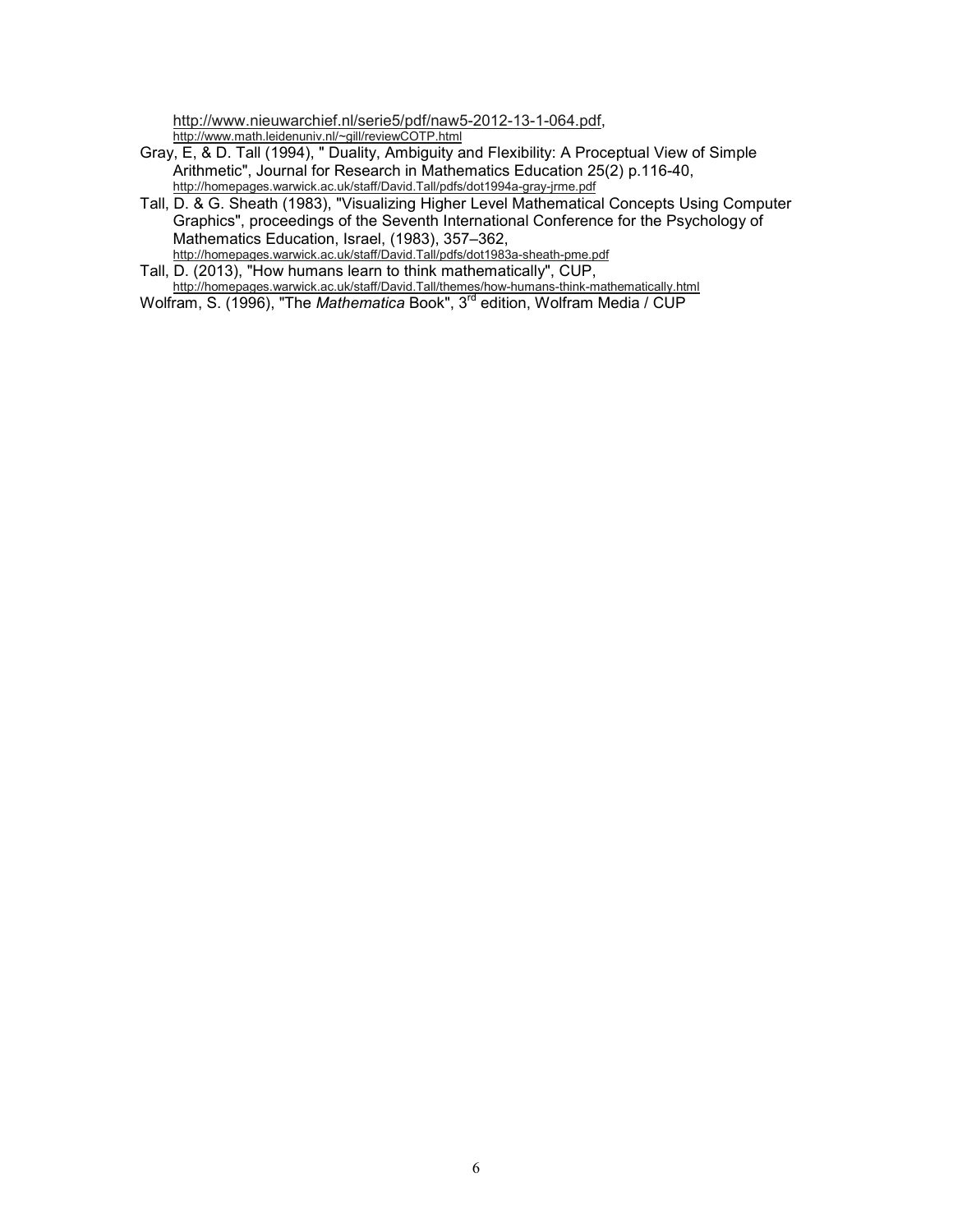http://www.nieuwarchief.nl/serie5/pdf/naw5-2012-13-1-064.pdf, http://www.math.leidenuniv.nl/~gill/reviewCOTP.html

Gray, E, & D. Tall (1994), " Duality, Ambiguity and Flexibility: A Proceptual View of Simple Arithmetic", Journal for Research in Mathematics Education 25(2) p.116-40, http://homepages.warwick.ac.uk/staff/David.Tall/pdfs/dot1994a-gray-jrme.pdf

Tall, D. & G. Sheath (1983), "Visualizing Higher Level Mathematical Concepts Using Computer Graphics", proceedings of the Seventh International Conference for the Psychology of Mathematics Education, Israel, (1983), 357–362, http://homepages.warwick.ac.uk/staff/David.Tall/pdfs/dot1983a-sheath-pme.pdf

Tall, D. (2013), "How humans learn to think mathematically", CUP, http://homepages.warwick.ac.uk/staff/David.Tall/themes/how-humans-think-mathematically.html

Wolfram, S. (1996), "The *Mathematica* Book", 3rd edition, Wolfram Media / CUP